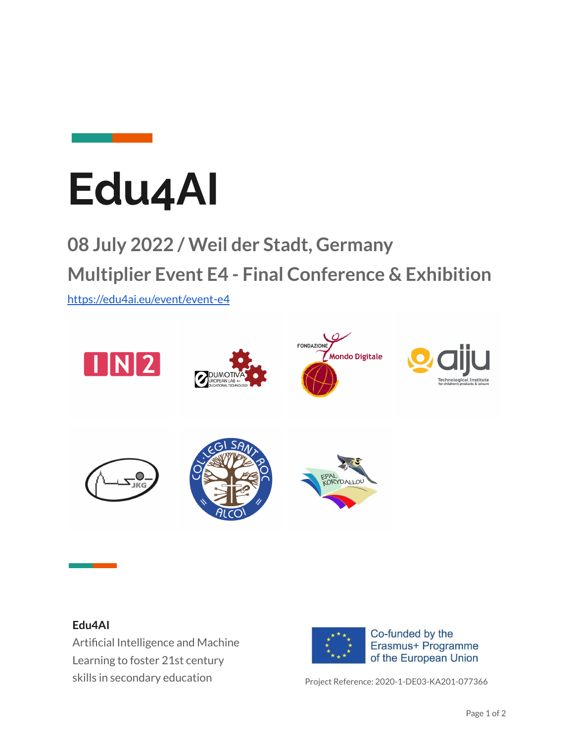# Edu4AI

## 08 July 2022 / Weil der Stadt, Germany

## Multiplier Event E4 - Final Conference & Exhibition

https://edu4ai.eu/event/event-e4

**Edu4AI**

Artificial Intelligence and Machine Learning to foster 21st century skills in secondary education

Co-funded by the Erasmus+ Programme of the European Union

Project Reference: 2020-1-DE03-KA201-077366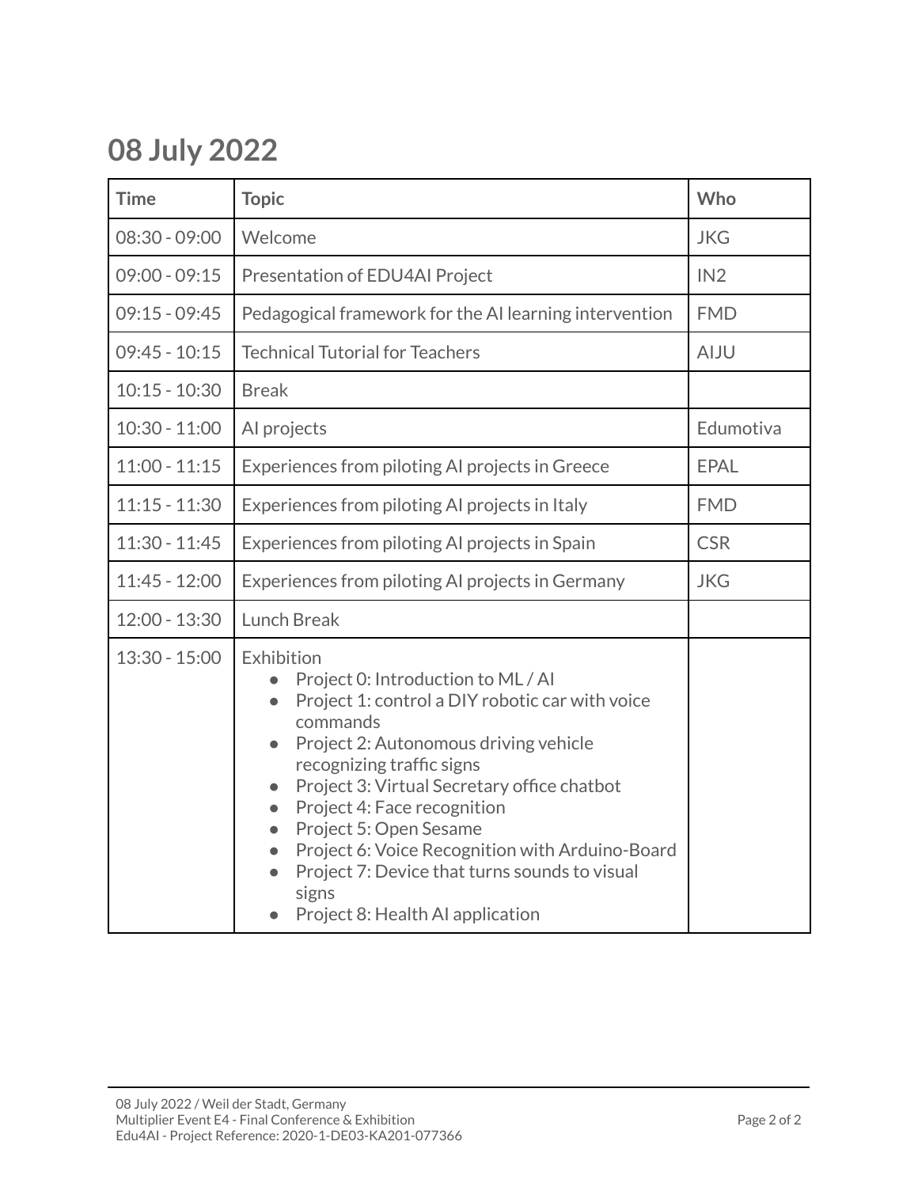# 08 July 2022

| Time | Topic | Who |
|---|---|---|
| 08:30 - 09:00 | Welcome | JKG |
| 09:00 - 09:15 | Presentation of EDU4AI Project | IN2 |
| 09:15 - 09:45 | Pedagogical framework for the AI learning intervention | FMD |
| 09:45 - 10:15 | Technical Tutorial for Teachers | AIJU |
| 10:15 - 10:30 | Break | |
| 10:30 - 11:00 | AI projects | Edumotiva |
| 11:00 - 11:15 | Experiences from piloting AI projects in Greece | EPAL |
| 11:15 - 11:30 | Experiences from piloting AI projects in Italy | FMD |
| 11:30 - 11:45 | Experiences from piloting AI projects in Spain | CSR |
| 11:45 - 12:00 | Experiences from piloting AI projects in Germany | JKG |
| 12:00 - 13:30 | Lunch Break | |
| 13:30 - 15:00 | Exhibition<br>• Project 0: Introduction to ML / AI<br>• Project 1: control a DIY robotic car with voice commands<br>• Project 2: Autonomous driving vehicle recognizing traffic signs<br>• Project 3: Virtual Secretary office chatbot<br>• Project 4: Face recognition<br>• Project 5: Open Sesame<br>• Project 6: Voice Recognition with Arduino-Board<br>• Project 7: Device that turns sounds to visual signs<br>• Project 8: Health AI application | |